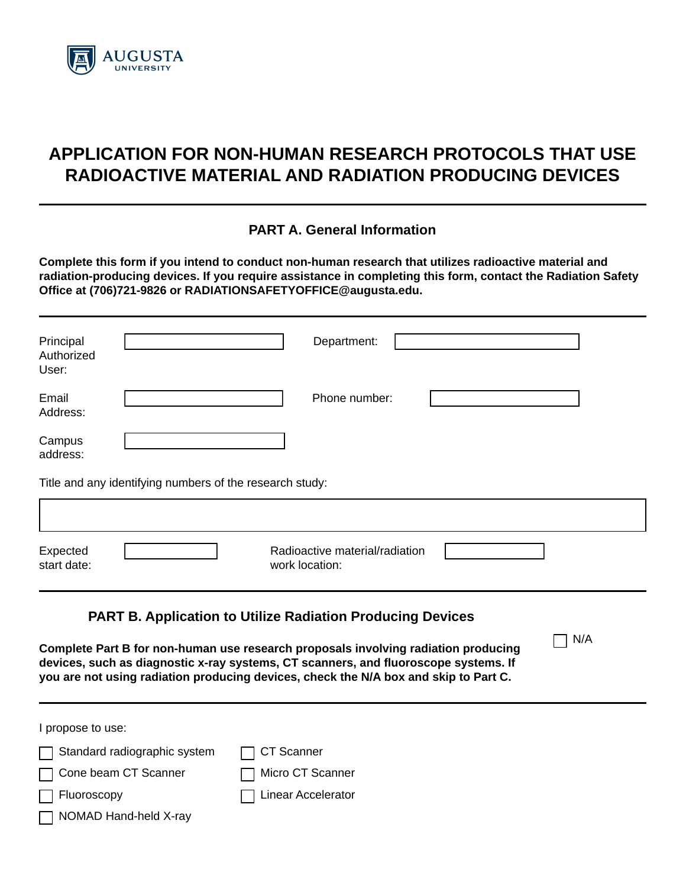AUGUSTA UNIVERSITY

# APPLICATION FOR NON-HUMAN RESEARCH PROTOCOLS THAT USE RADIOACTIVE MATERIAL AND RADIATION PRODUCING DEVICES

---

## PART A. General Information

**Complete this form if you intend to conduct non-human research that utilizes radioactive material and radiation-producing devices. If you require assistance in completing this form, contact the Radiation Safety Office at (706)721-9826 or RADIATIONSAFETYOFFICE@augusta.edu.**

---

Principal Authorized User: ____________ Department: ____________

Email Address: ____________ Phone number: ____________

Campus address: ____________

Title and any identifying numbers of the research study:

____________

Expected start date: ____________ Radioactive material/radiation work location: ____________

---

## PART B. Application to Utilize Radiation Producing Devices

☐ N/A

**Complete Part B for non-human use research proposals involving radiation producing devices, such as diagnostic x-ray systems, CT scanners, and fluoroscope systems. If you are not using radiation producing devices, check the N/A box and skip to Part C.**

---

I propose to use:

- ☐ Standard radiographic system
- ☐ CT Scanner
- ☐ Cone beam CT Scanner
- ☐ Micro CT Scanner
- ☐ Fluoroscopy
- ☐ Linear Accelerator
- ☐ NOMAD Hand-held X-ray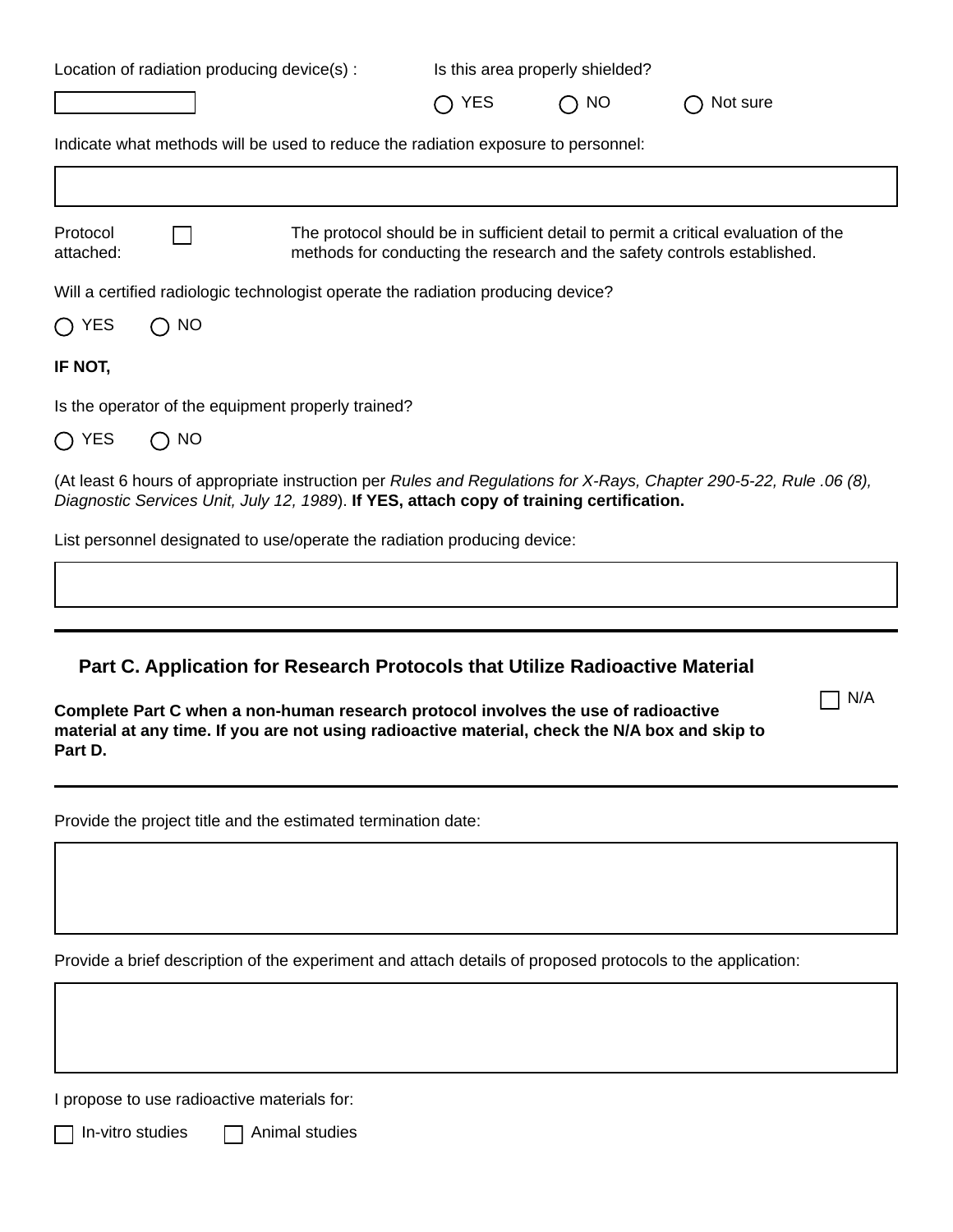Location of radiation producing device(s) :

Is this area properly shielded?

○ YES ○ NO ○ Not sure

Indicate what methods will be used to reduce the radiation exposure to personnel:

Protocol attached: ☐

The protocol should be in sufficient detail to permit a critical evaluation of the methods for conducting the research and the safety controls established.

Will a certified radiologic technologist operate the radiation producing device?

○ YES ○ NO

**IF NOT,**

Is the operator of the equipment properly trained?

○ YES ○ NO

(At least 6 hours of appropriate instruction per *Rules and Regulations for X-Rays, Chapter 290-5-22, Rule .06 (8), Diagnostic Services Unit, July 12, 1989*). **If YES, attach copy of training certification.**

List personnel designated to use/operate the radiation producing device:

---

## Part C. Application for Research Protocols that Utilize Radioactive Material

☐ N/A

**Complete Part C when a non-human research protocol involves the use of radioactive material at any time. If you are not using radioactive material, check the N/A box and skip to Part D.**

---

Provide the project title and the estimated termination date:

Provide a brief description of the experiment and attach details of proposed protocols to the application:

I propose to use radioactive materials for:

☐ In-vitro studies ☐ Animal studies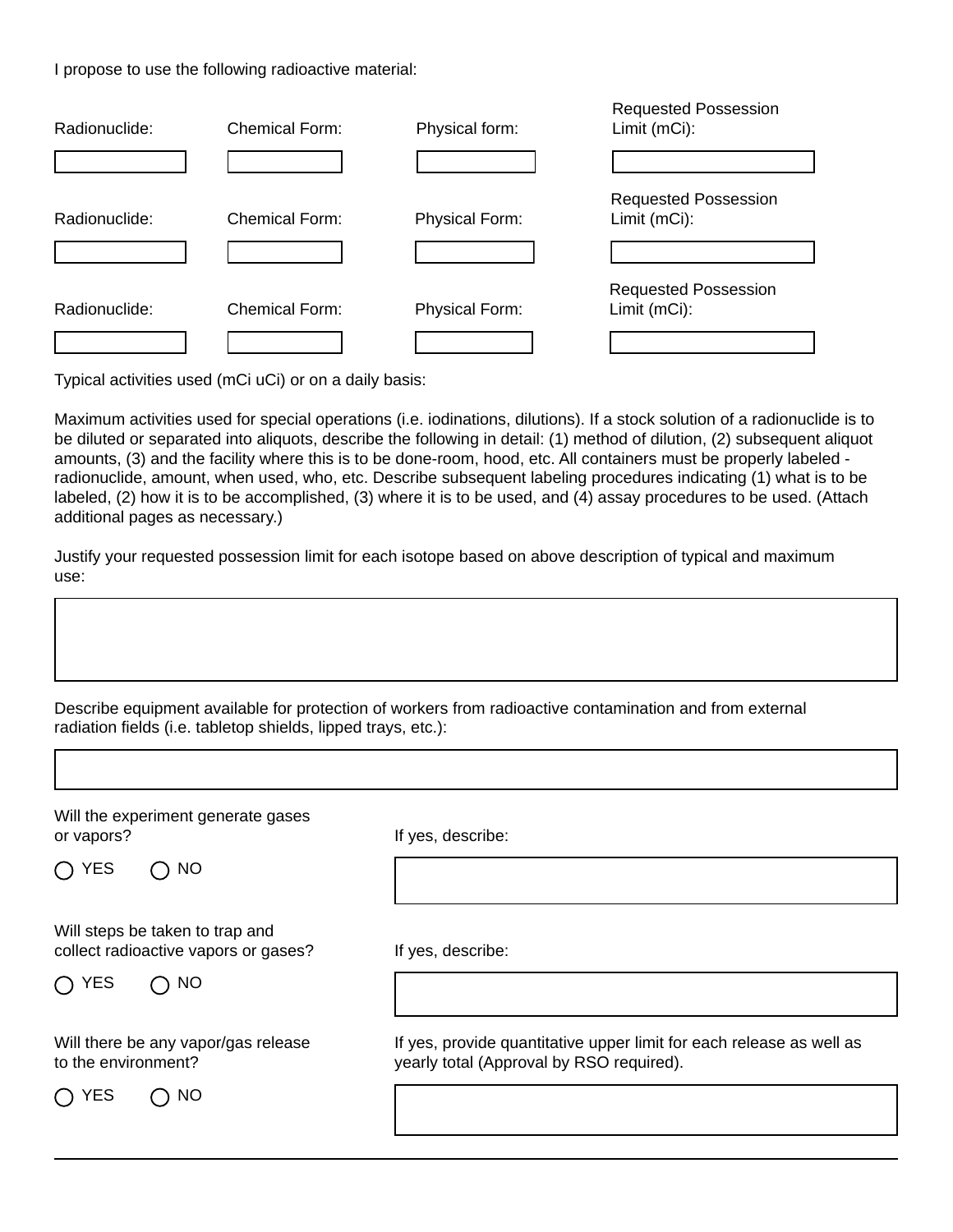I propose to use the following radioactive material:

| Radionuclide: | Chemical Form: | Physical form: | Requested Possession Limit (mCi): |
| --- | --- | --- | --- |
| | | | |

| Radionuclide: | Chemical Form: | Physical Form: | Requested Possession Limit (mCi): |
| --- | --- | --- | --- |
| | | | |

| Radionuclide: | Chemical Form: | Physical Form: | Requested Possession Limit (mCi): |
| --- | --- | --- | --- |
| | | | |

Typical activities used (mCi uCi) or on a daily basis:

Maximum activities used for special operations (i.e. iodinations, dilutions). If a stock solution of a radionuclide is to be diluted or separated into aliquots, describe the following in detail: (1) method of dilution, (2) subsequent aliquot amounts, (3) and the facility where this is to be done-room, hood, etc. All containers must be properly labeled - radionuclide, amount, when used, who, etc. Describe subsequent labeling procedures indicating (1) what is to be labeled, (2) how it is to be accomplished, (3) where it is to be used, and (4) assay procedures to be used. (Attach additional pages as necessary.)

Justify your requested possession limit for each isotope based on above description of typical and maximum use:

Describe equipment available for protection of workers from radioactive contamination and from external radiation fields (i.e. tabletop shields, lipped trays, etc.):

Will the experiment generate gases or vapors?

◯ YES ◯ NO

If yes, describe:

Will steps be taken to trap and collect radioactive vapors or gases?

◯ YES ◯ NO

If yes, describe:

Will there be any vapor/gas release to the environment?

◯ YES ◯ NO

If yes, provide quantitative upper limit for each release as well as yearly total (Approval by RSO required).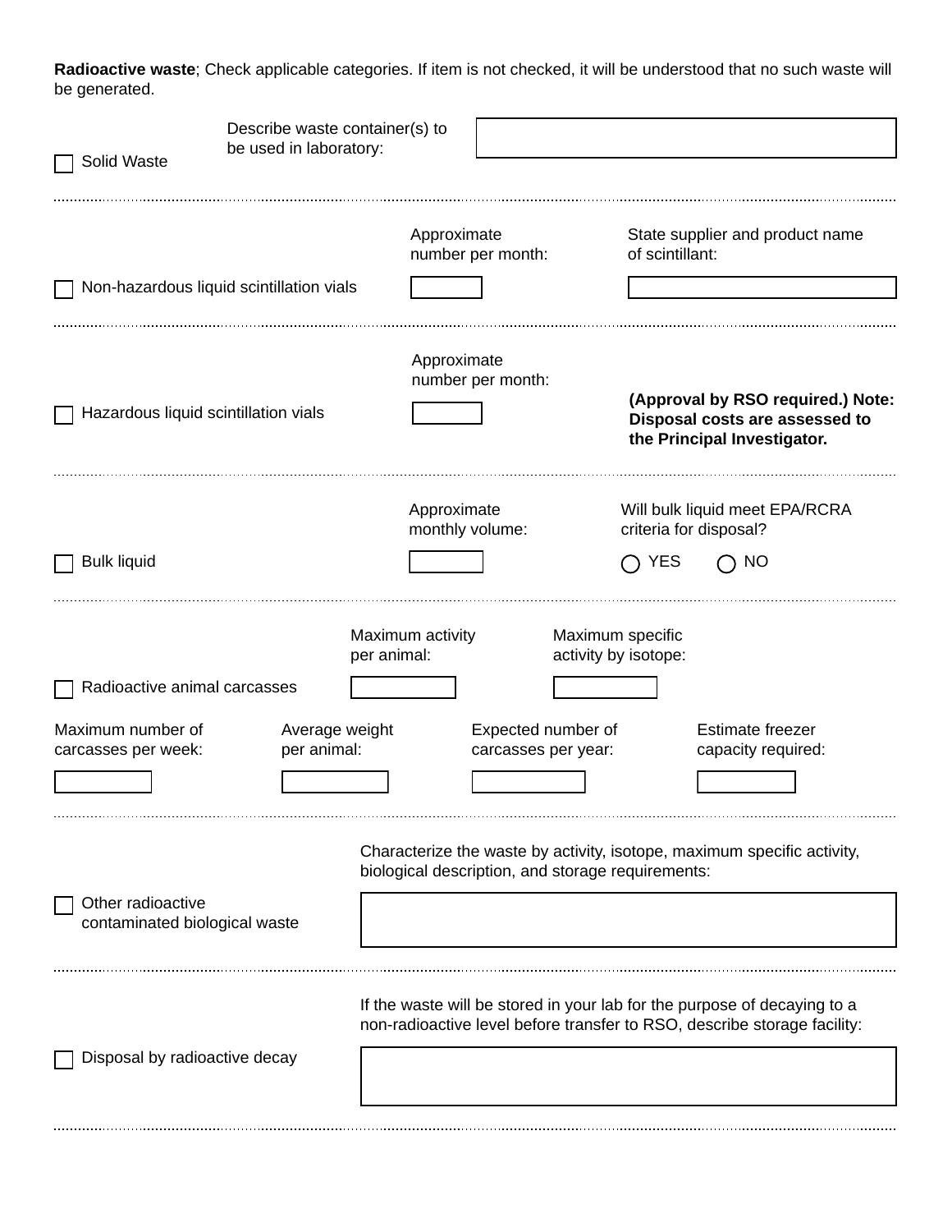**Radioactive waste**; Check applicable categories. If item is not checked, it will be understood that no such waste will be generated.

☐ Solid Waste

Describe waste container(s) to be used in laboratory: \_\_\_\_\_\_\_\_\_\_

---

☐ Non-hazardous liquid scintillation vials

Approximate number per month: \_\_\_\_\_\_\_\_\_\_

State supplier and product name of scintillant: \_\_\_\_\_\_\_\_\_\_

---

☐ Hazardous liquid scintillation vials

Approximate number per month: \_\_\_\_\_\_\_\_\_\_

**(Approval by RSO required.) Note: Disposal costs are assessed to the Principal Investigator.**

---

☐ Bulk liquid

Approximate monthly volume: \_\_\_\_\_\_\_\_\_\_

Will bulk liquid meet EPA/RCRA criteria for disposal?

◯ YES ◯ NO

---

☐ Radioactive animal carcasses

Maximum activity per animal: \_\_\_\_\_\_\_\_\_\_

Maximum specific activity by isotope: \_\_\_\_\_\_\_\_\_\_

Maximum number of carcasses per week: \_\_\_\_\_\_\_\_\_\_

Average weight per animal: \_\_\_\_\_\_\_\_\_\_

Expected number of carcasses per year: \_\_\_\_\_\_\_\_\_\_

Estimate freezer capacity required: \_\_\_\_\_\_\_\_\_\_

---

☐ Other radioactive contaminated biological waste

Characterize the waste by activity, isotope, maximum specific activity, biological description, and storage requirements: \_\_\_\_\_\_\_\_\_\_

---

☐ Disposal by radioactive decay

If the waste will be stored in your lab for the purpose of decaying to a non-radioactive level before transfer to RSO, describe storage facility: \_\_\_\_\_\_\_\_\_\_

---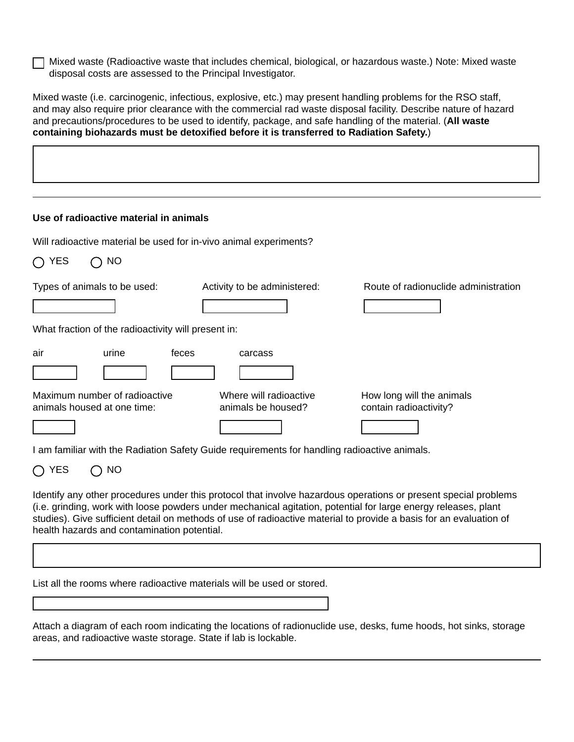☐ Mixed waste (Radioactive waste that includes chemical, biological, or hazardous waste.) Note: Mixed waste disposal costs are assessed to the Principal Investigator.

Mixed waste (i.e. carcinogenic, infectious, explosive, etc.) may present handling problems for the RSO staff, and may also require prior clearance with the commercial rad waste disposal facility. Describe nature of hazard and precautions/procedures to be used to identify, package, and safe handling of the material. (**All waste containing biohazards must be detoxified before it is transferred to Radiation Safety.**)

[ ]

---

**Use of radioactive material in animals**

Will radioactive material be used for in-vivo animal experiments?

○ YES ○ NO

Types of animals to be used: [ ]

Activity to be administered: [ ]

Route of radionuclide administration [ ]

What fraction of the radioactivity will present in:

air [ ]

urine [ ]

feces [ ]

carcass [ ]

Maximum number of radioactive animals housed at one time: [ ]

Where will radioactive animals be housed? [ ]

How long will the animals contain radioactivity? [ ]

I am familiar with the Radiation Safety Guide requirements for handling radioactive animals.

○ YES ○ NO

Identify any other procedures under this protocol that involve hazardous operations or present special problems (i.e. grinding, work with loose powders under mechanical agitation, potential for large energy releases, plant studies). Give sufficient detail on methods of use of radioactive material to provide a basis for an evaluation of health hazards and contamination potential.

[ ]

List all the rooms where radioactive materials will be used or stored.

[ ]

Attach a diagram of each room indicating the locations of radionuclide use, desks, fume hoods, hot sinks, storage areas, and radioactive waste storage. State if lab is lockable.

---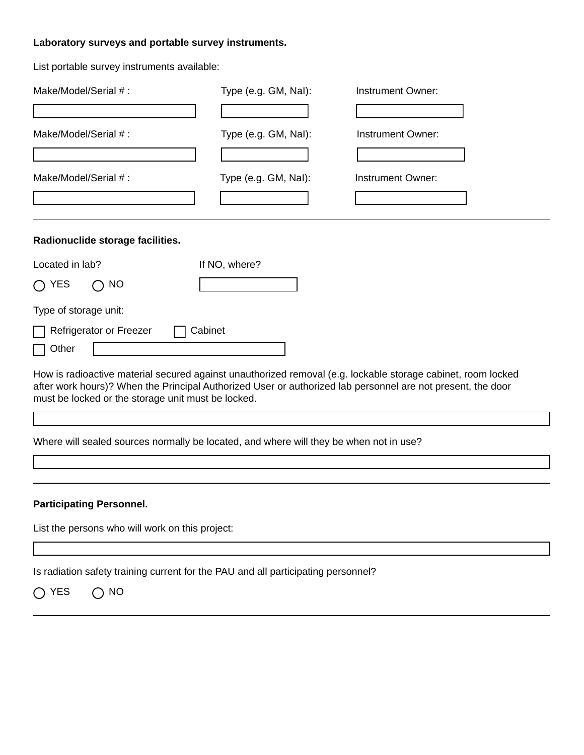**Laboratory surveys and portable survey instruments.**

List portable survey instruments available:

| Make/Model/Serial # : | Type (e.g. GM, NaI): | Instrument Owner: |
|---|---|---|
| | | |
| | | |
| | | |

---

**Radionuclide storage facilities.**

Located in lab?

○ YES ○ NO

If NO, where?

Type of storage unit:

☐ Refrigerator or Freezer ☐ Cabinet

☐ Other

How is radioactive material secured against unauthorized removal (e.g. lockable storage cabinet, room locked after work hours)? When the Principal Authorized User or authorized lab personnel are not present, the door must be locked or the storage unit must be locked.

Where will sealed sources normally be located, and where will they be when not in use?

---

**Participating Personnel.**

List the persons who will work on this project:

Is radiation safety training current for the PAU and all participating personnel?

○ YES ○ NO

---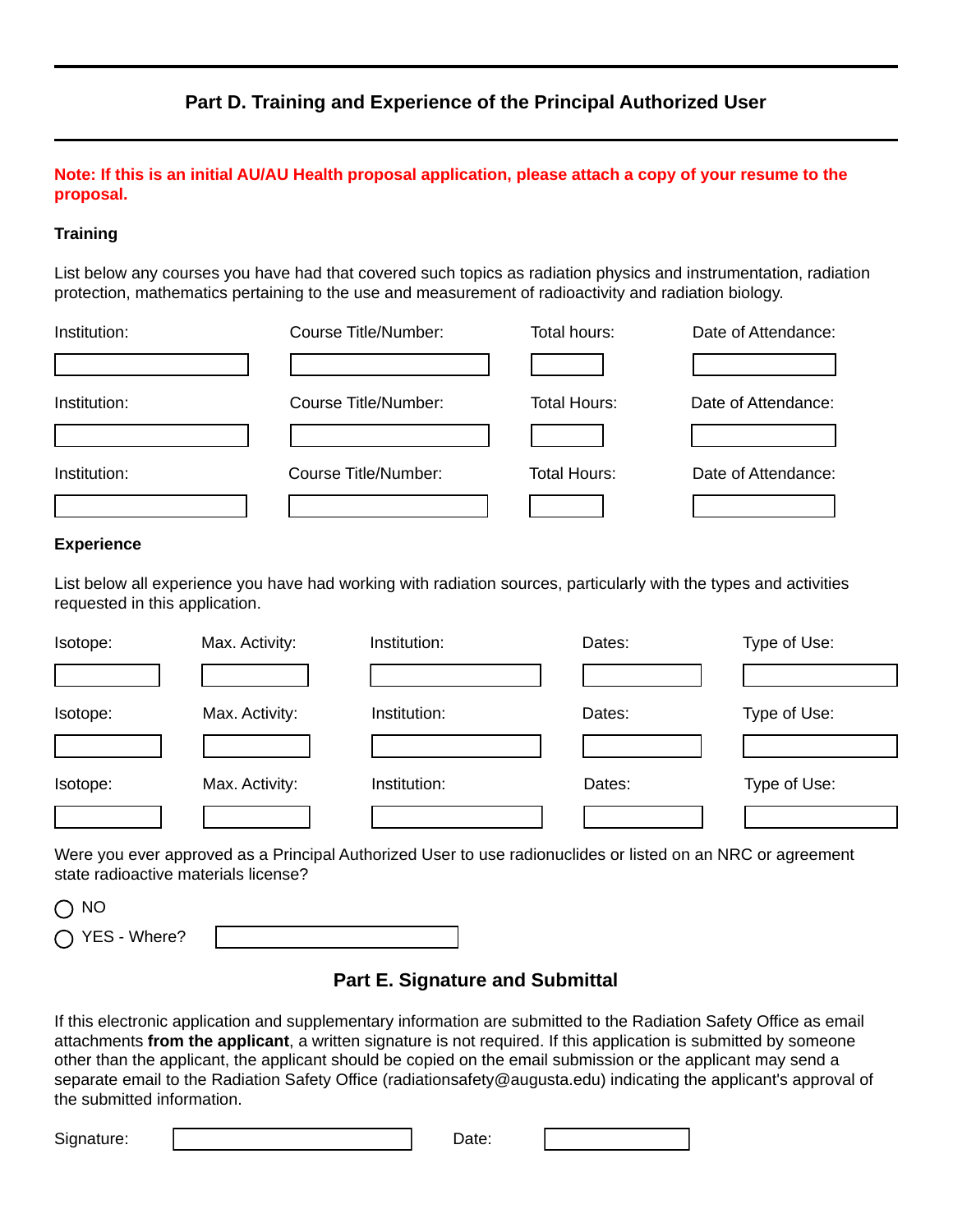## Part D. Training and Experience of the Principal Authorized User

**Note: If this is an initial AU/AU Health proposal application, please attach a copy of your resume to the proposal.**

**Training**

List below any courses you have had that covered such topics as radiation physics and instrumentation, radiation protection, mathematics pertaining to the use and measurement of radioactivity and radiation biology.

| Institution: | Course Title/Number: | Total hours: | Date of Attendance: |
|---|---|---|---|
| | | | |
| | | | |
| | | | |

**Experience**

List below all experience you have had working with radiation sources, particularly with the types and activities requested in this application.

| Isotope: | Max. Activity: | Institution: | Dates: | Type of Use: |
|---|---|---|---|---|
| | | | | |
| | | | | |
| | | | | |

Were you ever approved as a Principal Authorized User to use radionuclides or listed on an NRC or agreement state radioactive materials license?

- ◯ NO
- ◯ YES - Where? ______________

## Part E. Signature and Submittal

If this electronic application and supplementary information are submitted to the Radiation Safety Office as email attachments **from the applicant**, a written signature is not required. If this application is submitted by someone other than the applicant, the applicant should be copied on the email submission or the applicant may send a separate email to the Radiation Safety Office (radiationsafety@augusta.edu) indicating the applicant's approval of the submitted information.

Signature: ______________ Date: ______________